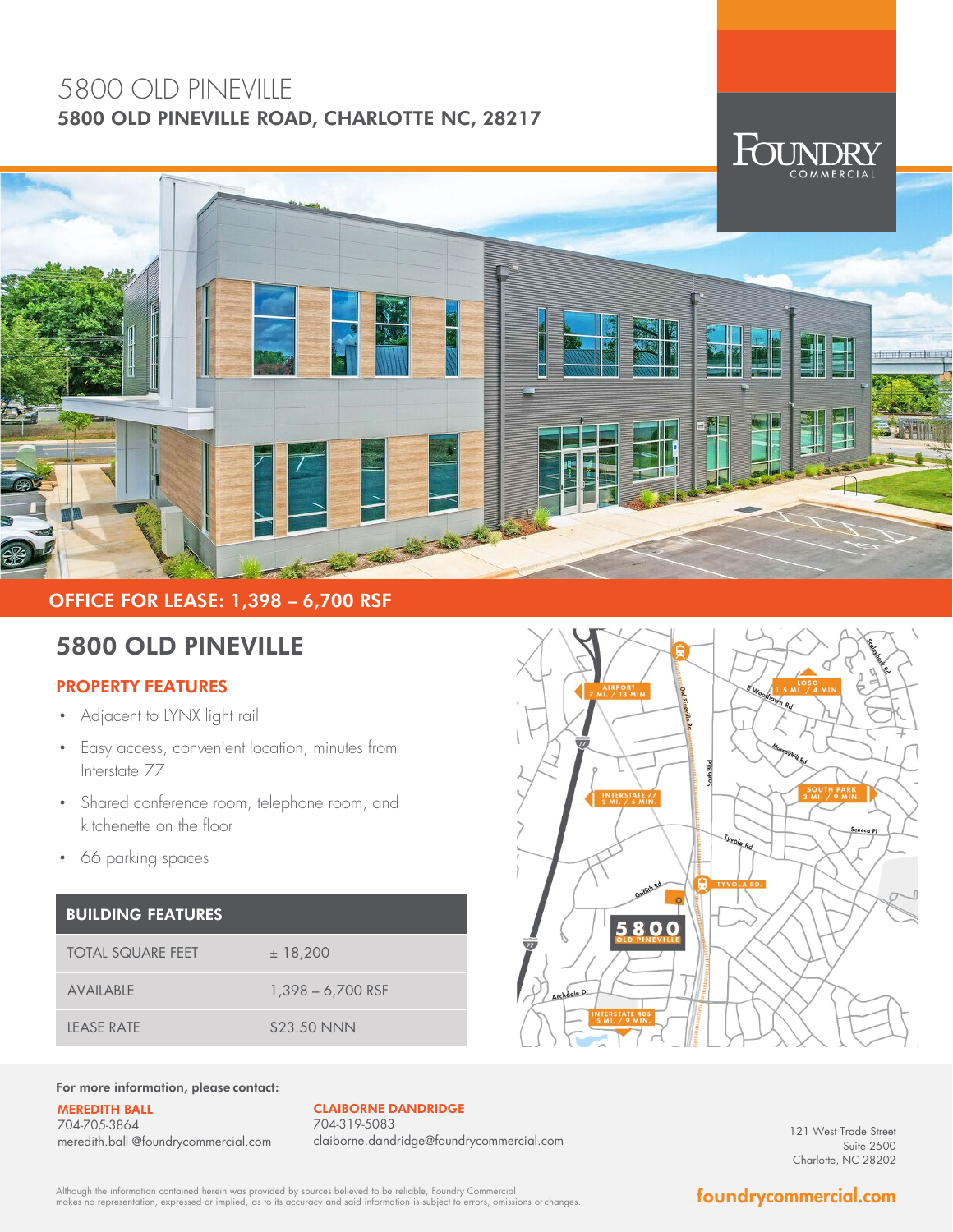# 5800 OLD PINEVILLE

## 5800 OLD PINEVILLE ROAD, CHARLOTTE NC, 28217

FOUNDRY COMMERCIAL

**OFFICE FOR LEASE: 1,398 – 6,700 RSF**

## 5800 OLD PINEVILLE

### PROPERTY FEATURES

- Adjacent to LYNX light rail
- Easy access, convenient location, minutes from Interstate 77
- Shared conference room, telephone room, and kitchenette on the floor
- 66 parking spaces

| BUILDING FEATURES | |
|---|---|
| TOTAL SQUARE FEET | ± 18,200 |
| AVAILABLE | 1,398 – 6,700 RSF |
| LEASE RATE | $23.50 NNN |

AIRPORT 7 MI. / 13 MIN.
LOSO 1.5 MI. / 4 MIN.
INTERSTATE 77 2 MI. / 5 MIN.
SOUTH PARK 3 MI. / 9 MIN.
TYVOLA RD.
5800 OLD PINEVILLE
INTERSTATE 485 5 MI. / 9 MIN.

**For more information, please contact:**

**MEREDITH BALL**
704-705-3864
meredith.ball @foundrycommercial.com

**CLAIBORNE DANDRIDGE**
704-319-5083
claiborne.dandridge@foundrycommercial.com

121 West Trade Street
Suite 2500
Charlotte, NC 28202

Although the information contained herein was provided by sources believed to be reliable, Foundry Commercial makes no representation, expressed or implied, as to its accuracy and said information is subject to errors, omissions or changes.

foundrycommercial.com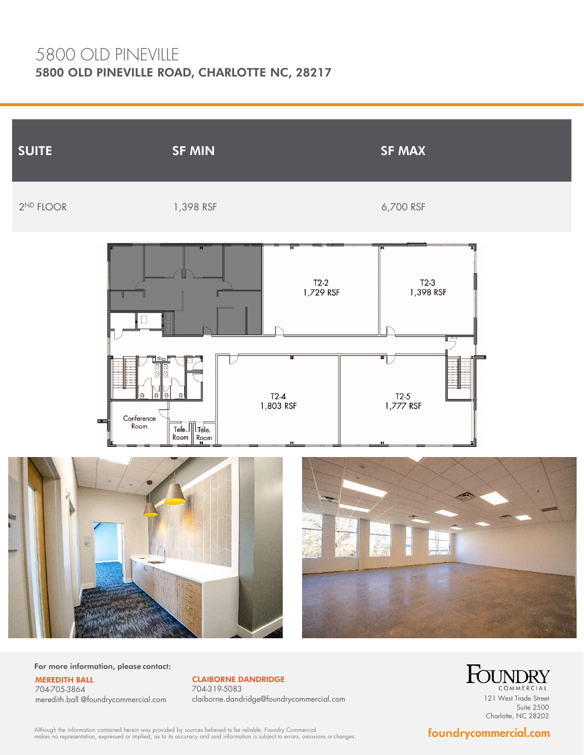# 5800 OLD PINEVILLE

## 5800 OLD PINEVILLE ROAD, CHARLOTTE NC, 28217

| SUITE | SF MIN | SF MAX |
|---|---|---|
| 2ND FLOOR | 1,398 RSF | 6,700 RSF |

T2-2
1,729 RSF

T2-3
1,398 RSF

T2-4
1,803 RSF

T2-5
1,777 RSF

Conference Room

Tele. Room

Tele. Room

For more information, please contact:

**MEREDITH BALL**
704-705-3864
meredith.ball @foundrycommercial.com

**CLAIBORNE DANDRIDGE**
704-319-5083
claiborne.dandridge@foundrycommercial.com

FOUNDRY COMMERCIAL
121 West Trade Street
Suite 2500
Charlotte, NC 28202

Although the information contained herein was provided by sources believed to be reliable, Foundry Commercial makes no representation, expressed or implied, as to its accuracy and said information is subject to errors, omissions or changes.

foundrycommercial.com